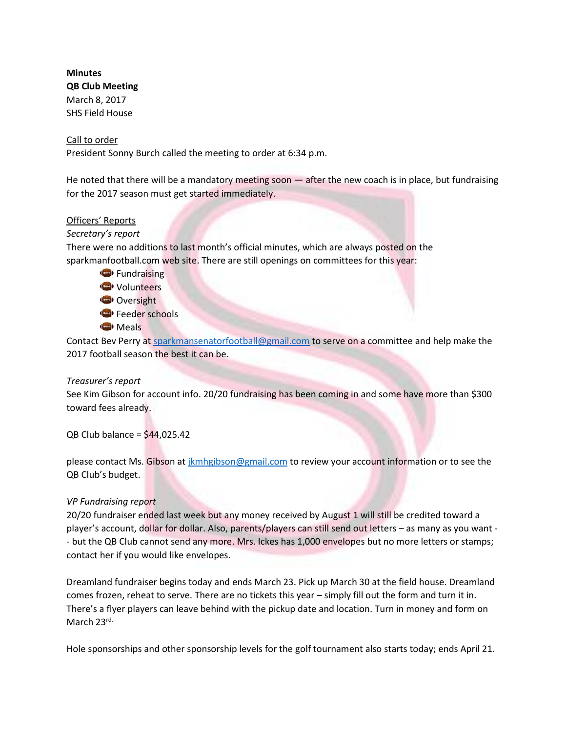**Minutes**
**QB Club Meeting**
March 8, 2017
SHS Field House

Call to order
President Sonny Burch called the meeting to order at 6:34 p.m.

He noted that there will be a mandatory meeting soon — after the new coach is in place, but fundraising for the 2017 season must get started immediately.

Officers' Reports
*Secretary's report*
There were no additions to last month's official minutes, which are always posted on the sparkmanfootball.com web site. There are still openings on committees for this year:

- Fundraising
- Volunteers
- Oversight
- Feeder schools
- Meals

Contact Bev Perry at sparkmansenatorfootball@gmail.com to serve on a committee and help make the 2017 football season the best it can be.

*Treasurer's report*
See Kim Gibson for account info. 20/20 fundraising has been coming in and some have more than $300 toward fees already.

QB Club balance = $44,025.42

please contact Ms. Gibson at jkmhgibson@gmail.com to review your account information or to see the QB Club's budget.

*VP Fundraising report*
20/20 fundraiser ended last week but any money received by August 1 will still be credited toward a player's account, dollar for dollar. Also, parents/players can still send out letters – as many as you want -- but the QB Club cannot send any more. Mrs. Ickes has 1,000 envelopes but no more letters or stamps; contact her if you would like envelopes.

Dreamland fundraiser begins today and ends March 23. Pick up March 30 at the field house. Dreamland comes frozen, reheat to serve. There are no tickets this year – simply fill out the form and turn it in. There's a flyer players can leave behind with the pickup date and location. Turn in money and form on March 23rd.

Hole sponsorships and other sponsorship levels for the golf tournament also starts today; ends April 21.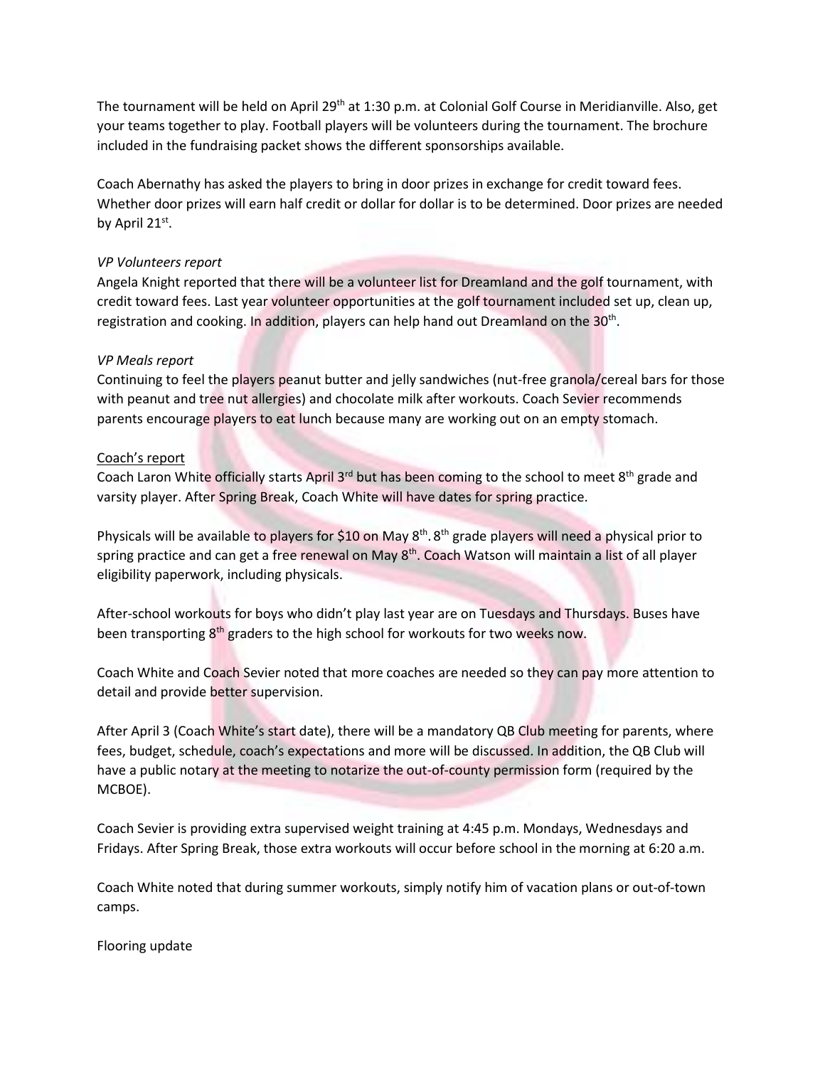The tournament will be held on April 29th at 1:30 p.m. at Colonial Golf Course in Meridianville. Also, get your teams together to play. Football players will be volunteers during the tournament. The brochure included in the fundraising packet shows the different sponsorships available.

Coach Abernathy has asked the players to bring in door prizes in exchange for credit toward fees. Whether door prizes will earn half credit or dollar for dollar is to be determined. Door prizes are needed by April 21st.

*VP Volunteers report*
Angela Knight reported that there will be a volunteer list for Dreamland and the golf tournament, with credit toward fees. Last year volunteer opportunities at the golf tournament included set up, clean up, registration and cooking. In addition, players can help hand out Dreamland on the 30th.

*VP Meals report*
Continuing to feel the players peanut butter and jelly sandwiches (nut-free granola/cereal bars for those with peanut and tree nut allergies) and chocolate milk after workouts. Coach Sevier recommends parents encourage players to eat lunch because many are working out on an empty stomach.

<u>Coach's report</u>
Coach Laron White officially starts April 3rd but has been coming to the school to meet 8th grade and varsity player. After Spring Break, Coach White will have dates for spring practice.

Physicals will be available to players for $10 on May 8th. 8th grade players will need a physical prior to spring practice and can get a free renewal on May 8th. Coach Watson will maintain a list of all player eligibility paperwork, including physicals.

After-school workouts for boys who didn't play last year are on Tuesdays and Thursdays. Buses have been transporting 8th graders to the high school for workouts for two weeks now.

Coach White and Coach Sevier noted that more coaches are needed so they can pay more attention to detail and provide better supervision.

After April 3 (Coach White's start date), there will be a mandatory QB Club meeting for parents, where fees, budget, schedule, coach's expectations and more will be discussed. In addition, the QB Club will have a public notary at the meeting to notarize the out-of-county permission form (required by the MCBOE).

Coach Sevier is providing extra supervised weight training at 4:45 p.m. Mondays, Wednesdays and Fridays. After Spring Break, those extra workouts will occur before school in the morning at 6:20 a.m.

Coach White noted that during summer workouts, simply notify him of vacation plans or out-of-town camps.

Flooring update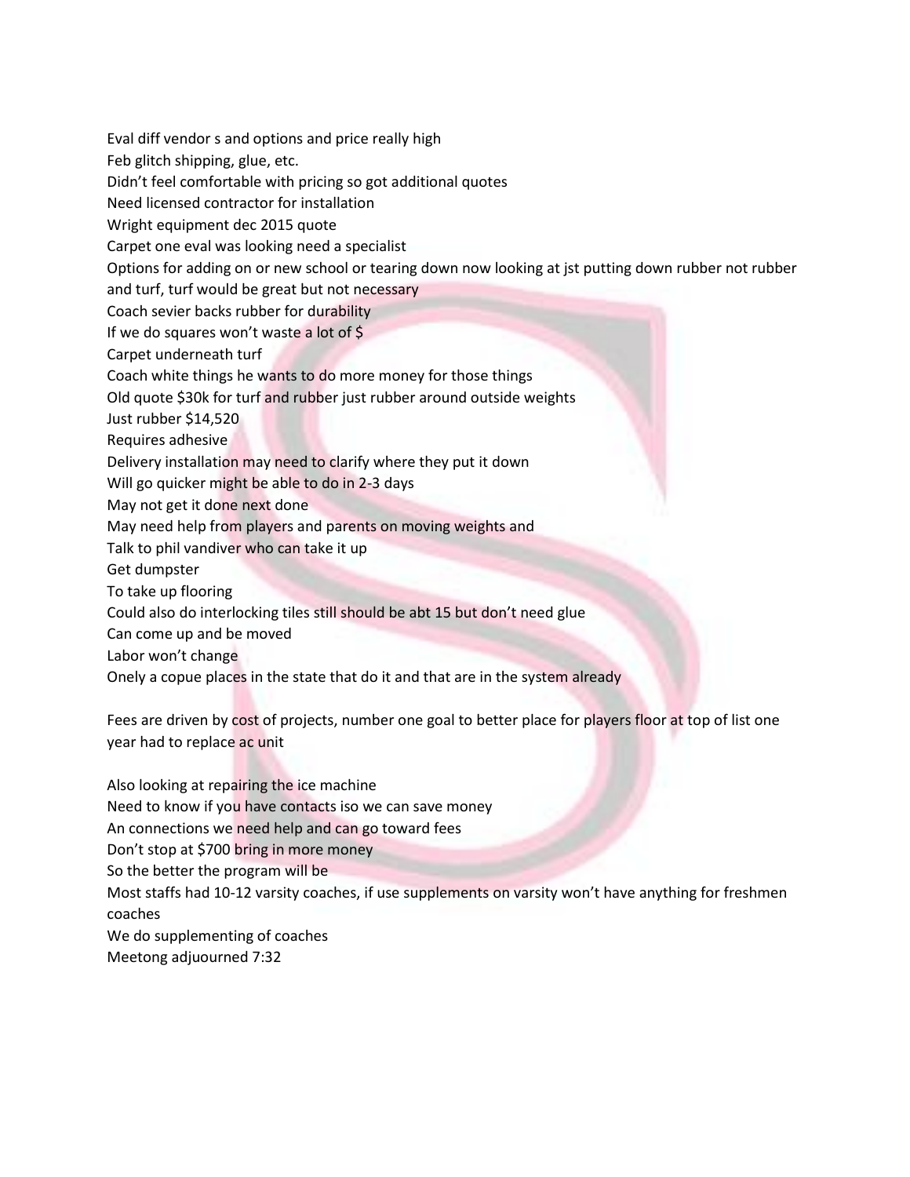Eval diff vendor s and options and price really high
Feb glitch shipping, glue, etc.
Didn't feel comfortable with pricing so got additional quotes
Need licensed contractor for installation
Wright equipment dec 2015 quote
Carpet one eval was looking need a specialist
Options for adding on or new school or tearing down now looking at jst putting down rubber not rubber and turf, turf would be great but not necessary
Coach sevier backs rubber for durability
If we do squares won't waste a lot of $
Carpet underneath turf
Coach white things he wants to do more money for those things
Old quote $30k for turf and rubber just rubber around outside weights
Just rubber $14,520
Requires adhesive
Delivery installation may need to clarify where they put it down
Will go quicker might be able to do in 2-3 days
May not get it done next done
May need help from players and parents on moving weights and
Talk to phil vandiver who can take it up
Get dumpster
To take up flooring
Could also do interlocking tiles still should be abt 15 but don't need glue
Can come up and be moved
Labor won't change
Onely a copue places in the state that do it and that are in the system already

Fees are driven by cost of projects, number one goal to better place for players floor at top of list one year had to replace ac unit

Also looking at repairing the ice machine
Need to know if you have contacts iso we can save money
An connections we need help and can go toward fees
Don't stop at $700 bring in more money
So the better the program will be
Most staffs had 10-12 varsity coaches, if use supplements on varsity won't have anything for freshmen coaches
We do supplementing of coaches
Meetong adjuourned 7:32